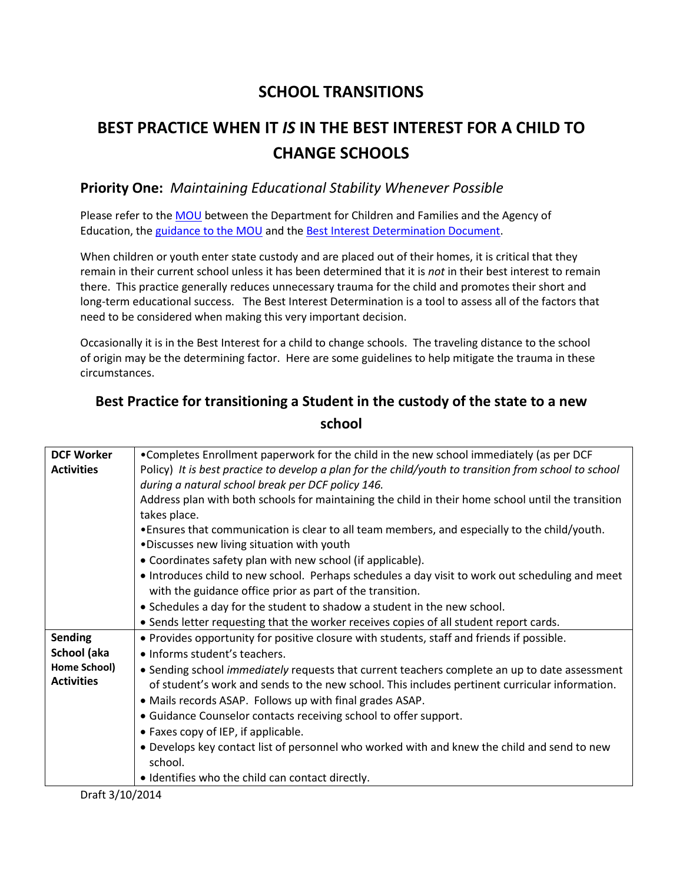## SCHOOL TRANSITIONS

# BEST PRACTICE WHEN IT *IS* IN THE BEST INTEREST FOR A CHILD TO CHANGE SCHOOLS

### Priority One: *Maintaining Educational Stability Whenever Possible*

Please refer to the MOU between the Department for Children and Families and the Agency of Education, the guidance to the MOU and the Best Interest Determination Document.

When children or youth enter state custody and are placed out of their homes, it is critical that they remain in their current school unless it has been determined that it is *not* in their best interest to remain there. This practice generally reduces unnecessary trauma for the child and promotes their short and long-term educational success. The Best Interest Determination is a tool to assess all of the factors that need to be considered when making this very important decision.

Occasionally it is in the Best Interest for a child to change schools. The traveling distance to the school of origin may be the determining factor. Here are some guidelines to help mitigate the trauma in these circumstances.

## Best Practice for transitioning a Student in the custody of the state to a new school

| | |
|---|---|
| **DCF Worker Activities** | •Completes Enrollment paperwork for the child in the new school immediately (as per DCF Policy) *It is best practice to develop a plan for the child/youth to transition from school to school during a natural school break per DCF policy 146.* Address plan with both schools for maintaining the child in their home school until the transition takes place.<br>•Ensures that communication is clear to all team members, and especially to the child/youth.<br>•Discusses new living situation with youth<br>• Coordinates safety plan with new school (if applicable).<br>• Introduces child to new school. Perhaps schedules a day visit to work out scheduling and meet with the guidance office prior as part of the transition.<br>• Schedules a day for the student to shadow a student in the new school.<br>• Sends letter requesting that the worker receives copies of all student report cards. |
| **Sending School (aka Home School) Activities** | • Provides opportunity for positive closure with students, staff and friends if possible.<br>• Informs student's teachers.<br>• Sending school *immediately* requests that current teachers complete an up to date assessment of student's work and sends to the new school. This includes pertinent curricular information.<br>• Mails records ASAP. Follows up with final grades ASAP.<br>• Guidance Counselor contacts receiving school to offer support.<br>• Faxes copy of IEP, if applicable.<br>• Develops key contact list of personnel who worked with and knew the child and send to new school.<br>• Identifies who the child can contact directly. |

Draft 3/10/2014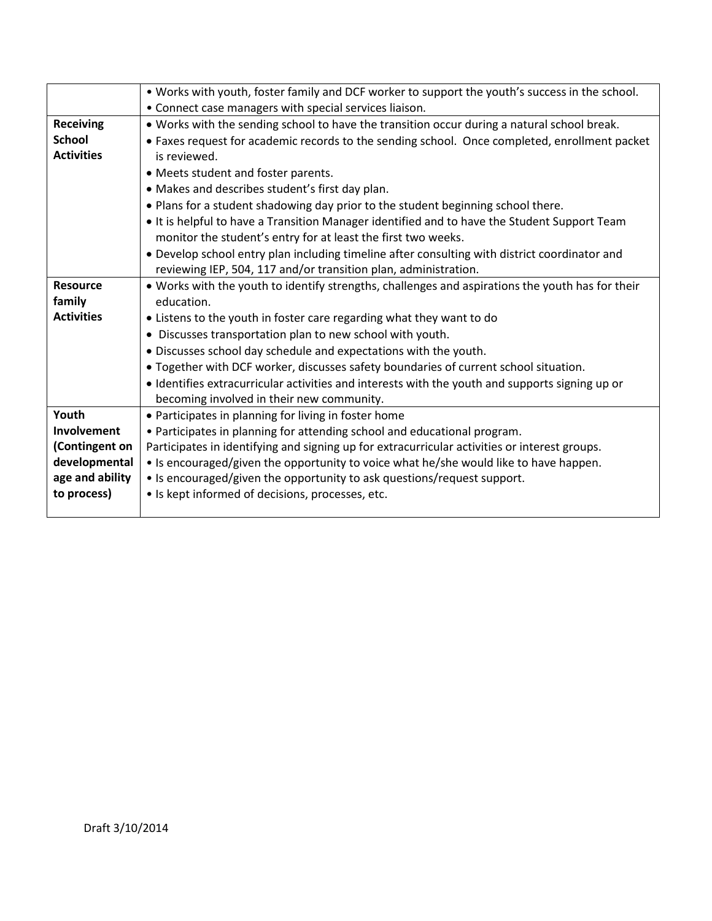| | |
|---|---|
| | • Works with youth, foster family and DCF worker to support the youth's success in the school.<br>• Connect case managers with special services liaison. |
| **Receiving School Activities** | • Works with the sending school to have the transition occur during a natural school break.<br>• Faxes request for academic records to the sending school. Once completed, enrollment packet is reviewed.<br>• Meets student and foster parents.<br>• Makes and describes student's first day plan.<br>• Plans for a student shadowing day prior to the student beginning school there.<br>• It is helpful to have a Transition Manager identified and to have the Student Support Team monitor the student's entry for at least the first two weeks.<br>• Develop school entry plan including timeline after consulting with district coordinator and reviewing IEP, 504, 117 and/or transition plan, administration. |
| **Resource family Activities** | • Works with the youth to identify strengths, challenges and aspirations the youth has for their education.<br>• Listens to the youth in foster care regarding what they want to do<br>• Discusses transportation plan to new school with youth.<br>• Discusses school day schedule and expectations with the youth.<br>• Together with DCF worker, discusses safety boundaries of current school situation.<br>• Identifies extracurricular activities and interests with the youth and supports signing up or becoming involved in their new community. |
| **Youth Involvement (Contingent on developmental age and ability to process)** | • Participates in planning for living in foster home<br>• Participates in planning for attending school and educational program.<br>Participates in identifying and signing up for extracurricular activities or interest groups.<br>• Is encouraged/given the opportunity to voice what he/she would like to have happen.<br>• Is encouraged/given the opportunity to ask questions/request support.<br>• Is kept informed of decisions, processes, etc. |

Draft 3/10/2014